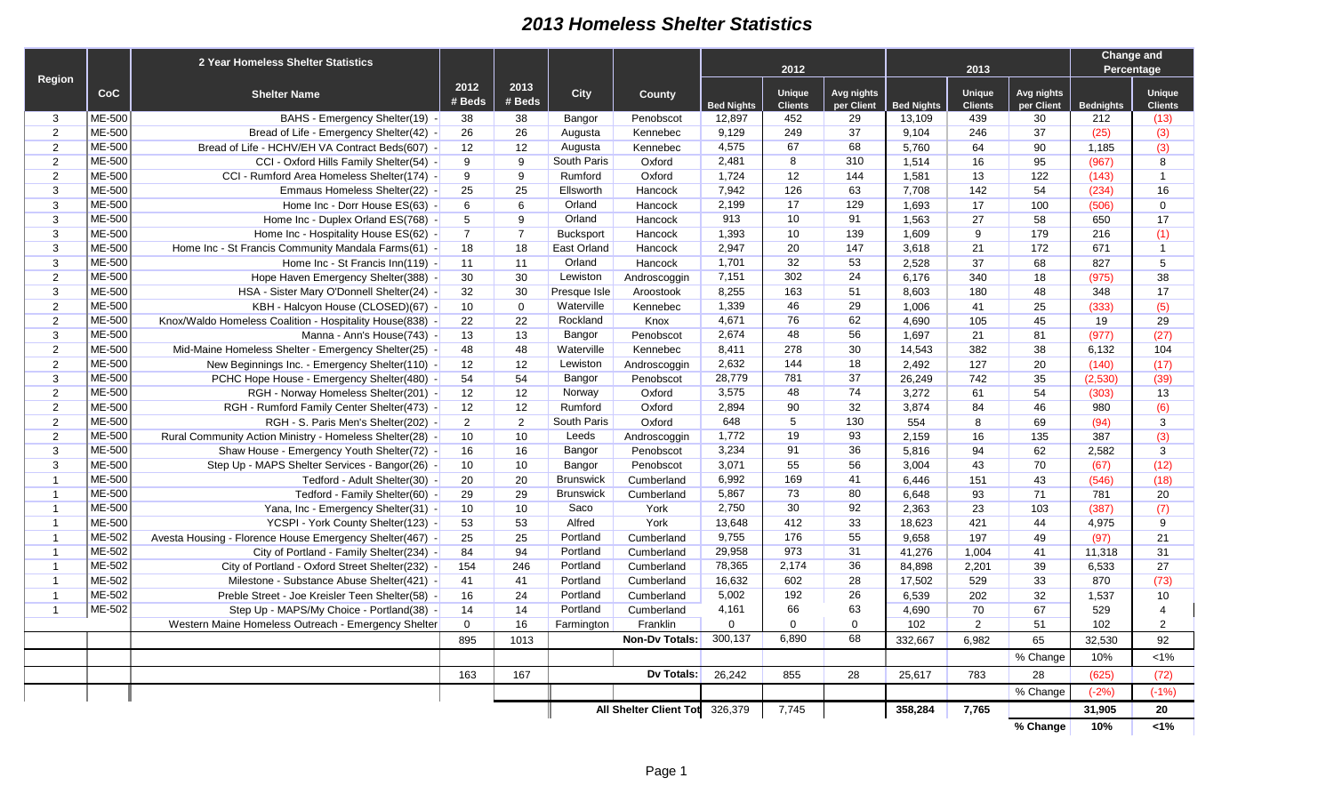# 2013 Homeless Shelter Statistics

| Region | CoC | 2 Year Homeless Shelter Statistics | 2012 | 2013 | City | County | 2012 | | | 2013 | | | Change and Percentage | |
|---|---|---|---|---|---|---|---|---|---|---|---|---|---|---|
| | | Shelter Name | # Beds | # Beds | | | Bed Nights | Unique Clients | Avg nights per Client | Bed Nights | Unique Clients | Avg nights per Client | Bednights | Unique Clients |
| 3 | ME-500 | BAHS - Emergency Shelter(19) - | 38 | 38 | Bangor | Penobscot | 12,897 | 452 | 29 | 13,109 | 439 | 30 | 212 | (13) |
| 2 | ME-500 | Bread of Life - Emergency Shelter(42) - | 26 | 26 | Augusta | Kennebec | 9,129 | 249 | 37 | 9,104 | 246 | 37 | (25) | (3) |
| 2 | ME-500 | Bread of Life - HCHV/EH VA Contract Beds(607) - | 12 | 12 | Augusta | Kennebec | 4,575 | 67 | 68 | 5,760 | 64 | 90 | 1,185 | (3) |
| 2 | ME-500 | CCI - Oxford Hills Family Shelter(54) - | 9 | 9 | South Paris | Oxford | 2,481 | 8 | 310 | 1,514 | 16 | 95 | (967) | 8 |
| 2 | ME-500 | CCI - Rumford Area Homeless Shelter(174) - | 9 | 9 | Rumford | Oxford | 1,724 | 12 | 144 | 1,581 | 13 | 122 | (143) | 1 |
| 3 | ME-500 | Emmaus Homeless Shelter(22) - | 25 | 25 | Ellsworth | Hancock | 7,942 | 126 | 63 | 7,708 | 142 | 54 | (234) | 16 |
| 3 | ME-500 | Home Inc - Dorr House ES(63) - | 6 | 6 | Orland | Hancock | 2,199 | 17 | 129 | 1,693 | 17 | 100 | (506) | 0 |
| 3 | ME-500 | Home Inc - Duplex Orland ES(768) - | 5 | 9 | Orland | Hancock | 913 | 10 | 91 | 1,563 | 27 | 58 | 650 | 17 |
| 3 | ME-500 | Home Inc - Hospitality House ES(62) - | 7 | 7 | Bucksport | Hancock | 1,393 | 10 | 139 | 1,609 | 9 | 179 | 216 | (1) |
| 3 | ME-500 | Home Inc - St Francis Community Mandala Farms(61) - | 18 | 18 | East Orland | Hancock | 2,947 | 20 | 147 | 3,618 | 21 | 172 | 671 | 1 |
| 3 | ME-500 | Home Inc - St Francis Inn(119) - | 11 | 11 | Orland | Hancock | 1,701 | 32 | 53 | 2,528 | 37 | 68 | 827 | 5 |
| 2 | ME-500 | Hope Haven Emergency Shelter(388) - | 30 | 30 | Lewiston | Androscoggin | 7,151 | 302 | 24 | 6,176 | 340 | 18 | (975) | 38 |
| 3 | ME-500 | HSA - Sister Mary O'Donnell Shelter(24) - | 32 | 30 | Presque Isle | Aroostook | 8,255 | 163 | 51 | 8,603 | 180 | 48 | 348 | 17 |
| 2 | ME-500 | KBH - Halcyon House (CLOSED)(67) - | 10 | 0 | Waterville | Kennebec | 1,339 | 46 | 29 | 1,006 | 41 | 25 | (333) | (5) |
| 2 | ME-500 | Knox/Waldo Homeless Coalition - Hospitality House(838) - | 22 | 22 | Rockland | Knox | 4,671 | 76 | 62 | 4,690 | 105 | 45 | 19 | 29 |
| 3 | ME-500 | Manna - Ann's House(743) - | 13 | 13 | Bangor | Penobscot | 2,674 | 48 | 56 | 1,697 | 21 | 81 | (977) | (27) |
| 2 | ME-500 | Mid-Maine Homeless Shelter - Emergency Shelter(25) - | 48 | 48 | Waterville | Kennebec | 8,411 | 278 | 30 | 14,543 | 382 | 38 | 6,132 | 104 |
| 2 | ME-500 | New Beginnings Inc. - Emergency Shelter(110) - | 12 | 12 | Lewiston | Androscoggin | 2,632 | 144 | 18 | 2,492 | 127 | 20 | (140) | (17) |
| 3 | ME-500 | PCHC Hope House - Emergency Shelter(480) - | 54 | 54 | Bangor | Penobscot | 28,779 | 781 | 37 | 26,249 | 742 | 35 | (2,530) | (39) |
| 2 | ME-500 | RGH - Norway Homeless Shelter(201) - | 12 | 12 | Norway | Oxford | 3,575 | 48 | 74 | 3,272 | 61 | 54 | (303) | 13 |
| 2 | ME-500 | RGH - Rumford Family Center Shelter(473) - | 12 | 12 | Rumford | Oxford | 2,894 | 90 | 32 | 3,874 | 84 | 46 | 980 | (6) |
| 2 | ME-500 | RGH - S. Paris Men's Shelter(202) - | 2 | 2 | South Paris | Oxford | 648 | 5 | 130 | 554 | 8 | 69 | (94) | 3 |
| 2 | ME-500 | Rural Community Action Ministry - Homeless Shelter(28) - | 10 | 10 | Leeds | Androscoggin | 1,772 | 19 | 93 | 2,159 | 16 | 135 | 387 | (3) |
| 3 | ME-500 | Shaw House - Emergency Youth Shelter(72) - | 16 | 16 | Bangor | Penobscot | 3,234 | 91 | 36 | 5,816 | 94 | 62 | 2,582 | 3 |
| 3 | ME-500 | Step Up - MAPS Shelter Services - Bangor(26) - | 10 | 10 | Bangor | Penobscot | 3,071 | 55 | 56 | 3,004 | 43 | 70 | (67) | (12) |
| 1 | ME-500 | Tedford - Adult Shelter(30) - | 20 | 20 | Brunswick | Cumberland | 6,992 | 169 | 41 | 6,446 | 151 | 43 | (546) | (18) |
| 1 | ME-500 | Tedford - Family Shelter(60) - | 29 | 29 | Brunswick | Cumberland | 5,867 | 73 | 80 | 6,648 | 93 | 71 | 781 | 20 |
| 1 | ME-500 | Yana, Inc - Emergency Shelter(31) - | 10 | 10 | Saco | York | 2,750 | 30 | 92 | 2,363 | 23 | 103 | (387) | (7) |
| 1 | ME-500 | YCSPI - York County Shelter(123) - | 53 | 53 | Alfred | York | 13,648 | 412 | 33 | 18,623 | 421 | 44 | 4,975 | 9 |
| 1 | ME-502 | Avesta Housing - Florence House Emergency Shelter(467) - | 25 | 25 | Portland | Cumberland | 9,755 | 176 | 55 | 9,658 | 197 | 49 | (97) | 21 |
| 1 | ME-502 | City of Portland - Family Shelter(234) - | 84 | 94 | Portland | Cumberland | 29,958 | 973 | 31 | 41,276 | 1,004 | 41 | 11,318 | 31 |
| 1 | ME-502 | City of Portland - Oxford Street Shelter(232) - | 154 | 246 | Portland | Cumberland | 78,365 | 2,174 | 36 | 84,898 | 2,201 | 39 | 6,533 | 27 |
| 1 | ME-502 | Milestone - Substance Abuse Shelter(421) - | 41 | 41 | Portland | Cumberland | 16,632 | 602 | 28 | 17,502 | 529 | 33 | 870 | (73) |
| 1 | ME-502 | Preble Street - Joe Kreisler Teen Shelter(58) - | 16 | 24 | Portland | Cumberland | 5,002 | 192 | 26 | 6,539 | 202 | 32 | 1,537 | 10 |
| 1 | ME-502 | Step Up - MAPS/My Choice - Portland(38) - | 14 | 14 | Portland | Cumberland | 4,161 | 66 | 63 | 4,690 | 70 | 67 | 529 | 4 |
| | | Western Maine Homeless Outreach - Emergency Shelter | 0 | 16 | Farmington | Franklin | 0 | 0 | 0 | 102 | 2 | 51 | 102 | 2 |
| | | | 895 | 1013 | | Non-Dv Totals: | 300,137 | 6,890 | 68 | 332,667 | 6,982 | 65 | 32,530 | 92 |
| | | | | | | | | | | | | % Change | 10% | <1% |
| | | | 163 | 167 | | Dv Totals: | 26,242 | 855 | 28 | 25,617 | 783 | 28 | (625) | (72) |
| | | | | | | | | | | | | % Change | (-2%) | (-1%) |
| | | | | | | All Shelter Client Tot | 326,379 | 7,745 | | 358,284 | 7,765 | | 31,905 | 20 |
| | | | | | | | | | | | | % Change | 10% | <1% |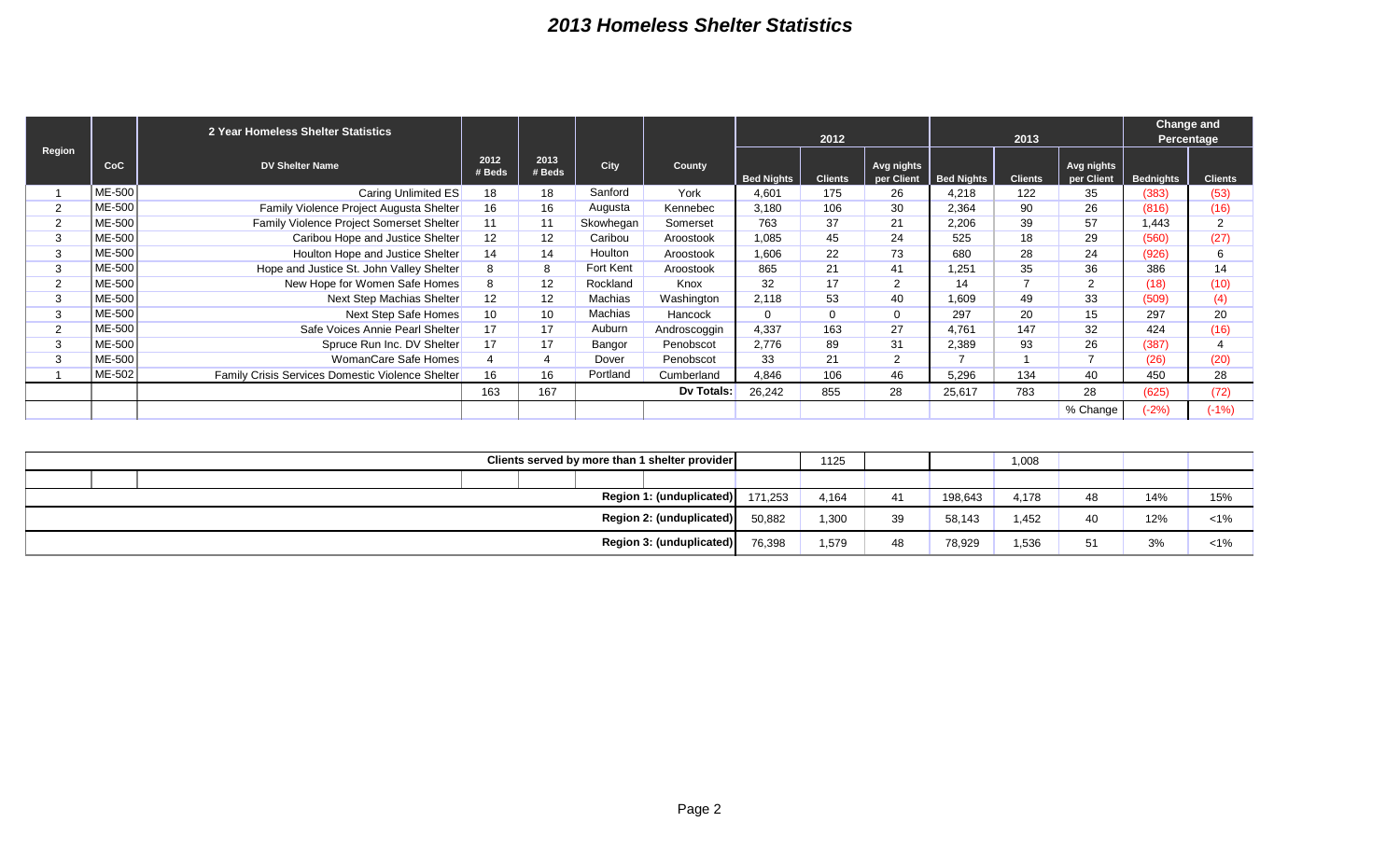# *2013 Homeless Shelter Statistics*

| Region | CoC | 2 Year Homeless Shelter Statistics | | | | | 2012 | | | 2013 | | | Change and Percentage | |
|---|---|---|---|---|---|---|---|---|---|---|---|---|---|---|
| | | DV Shelter Name | 2012 # Beds | 2013 # Beds | City | County | Bed Nights | Clients | Avg nights per Client | Bed Nights | Clients | Avg nights per Client | Bednights | Clients |
| 1 | ME-500 | Caring Unlimited ES | 18 | 18 | Sanford | York | 4,601 | 175 | 26 | 4,218 | 122 | 35 | (383) | (53) |
| 2 | ME-500 | Family Violence Project Augusta Shelter | 16 | 16 | Augusta | Kennebec | 3,180 | 106 | 30 | 2,364 | 90 | 26 | (816) | (16) |
| 2 | ME-500 | Family Violence Project Somerset Shelter | 11 | 11 | Skowhegan | Somerset | 763 | 37 | 21 | 2,206 | 39 | 57 | 1,443 | 2 |
| 3 | ME-500 | Caribou Hope and Justice Shelter | 12 | 12 | Caribou | Aroostook | 1,085 | 45 | 24 | 525 | 18 | 29 | (560) | (27) |
| 3 | ME-500 | Houlton Hope and Justice Shelter | 14 | 14 | Houlton | Aroostook | 1,606 | 22 | 73 | 680 | 28 | 24 | (926) | 6 |
| 3 | ME-500 | Hope and Justice St. John Valley Shelter | 8 | 8 | Fort Kent | Aroostook | 865 | 21 | 41 | 1,251 | 35 | 36 | 386 | 14 |
| 2 | ME-500 | New Hope for Women Safe Homes | 8 | 12 | Rockland | Knox | 32 | 17 | 2 | 14 | 7 | 2 | (18) | (10) |
| 3 | ME-500 | Next Step Machias Shelter | 12 | 12 | Machias | Washington | 2,118 | 53 | 40 | 1,609 | 49 | 33 | (509) | (4) |
| 3 | ME-500 | Next Step Safe Homes | 10 | 10 | Machias | Hancock | 0 | 0 | 0 | 297 | 20 | 15 | 297 | 20 |
| 2 | ME-500 | Safe Voices Annie Pearl Shelter | 17 | 17 | Auburn | Androscoggin | 4,337 | 163 | 27 | 4,761 | 147 | 32 | 424 | (16) |
| 3 | ME-500 | Spruce Run Inc. DV Shelter | 17 | 17 | Bangor | Penobscot | 2,776 | 89 | 31 | 2,389 | 93 | 26 | (387) | 4 |
| 3 | ME-500 | WomanCare Safe Homes | 4 | 4 | Dover | Penobscot | 33 | 21 | 2 | 7 | 1 | 7 | (26) | (20) |
| 1 | ME-502 | Family Crisis Services Domestic Violence Shelter | 16 | 16 | Portland | Cumberland | 4,846 | 106 | 46 | 5,296 | 134 | 40 | 450 | 28 |
| | | | 163 | 167 | | Dv Totals: | 26,242 | 855 | 28 | 25,617 | 783 | 28 | (625) | (72) |
| | | | | | | | | | | | | % Change | (-2%) | (-1%) |
| | | | | | | Clients served by more than 1 shelter provider | | 1125 | | | 1,008 | | | |
| | | | | | | Region 1: (unduplicated) | 171,253 | 4,164 | 41 | 198,643 | 4,178 | 48 | 14% | 15% |
| | | | | | | Region 2: (unduplicated) | 50,882 | 1,300 | 39 | 58,143 | 1,452 | 40 | 12% | <1% |
| | | | | | | Region 3: (unduplicated) | 76,398 | 1,579 | 48 | 78,929 | 1,536 | 51 | 3% | <1% |